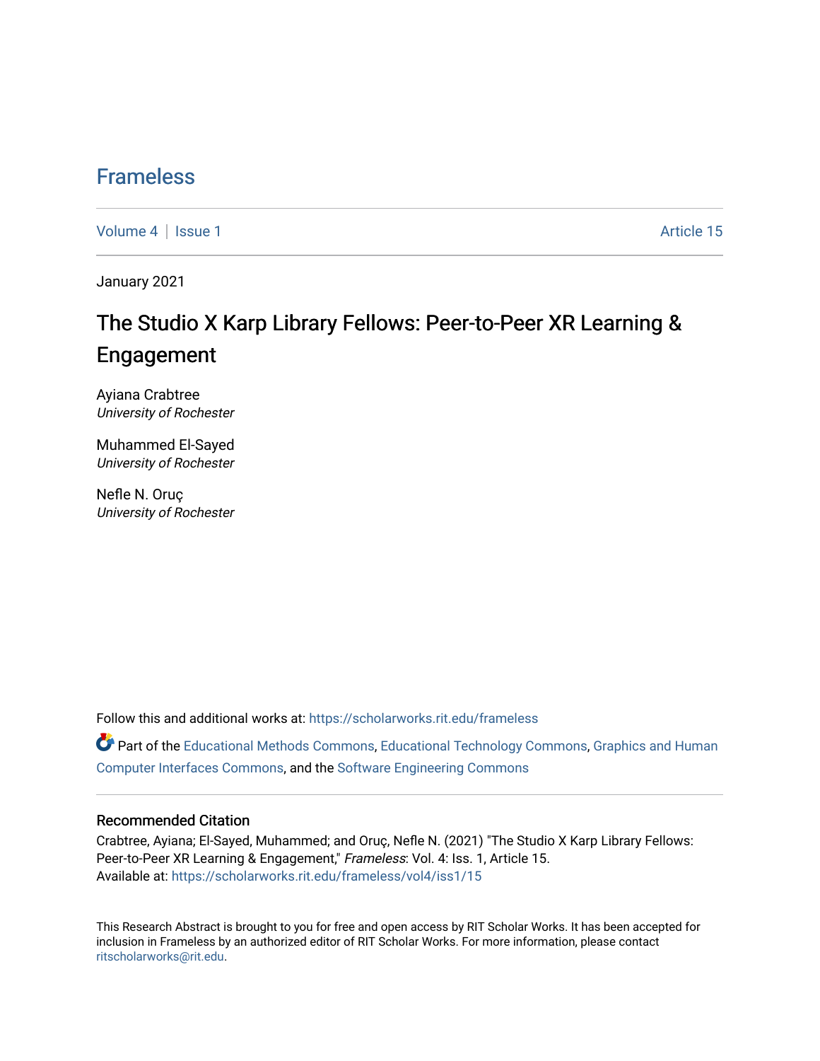# Frameless

Volume 4 | Issue 1 Article 15

January 2021

## The Studio X Karp Library Fellows: Peer-to-Peer XR Learning & Engagement

Ayiana Crabtree
*University of Rochester*

Muhammed El-Sayed
*University of Rochester*

Nefle N. Oruç
*University of Rochester*

Follow this and additional works at: https://scholarworks.rit.edu/frameless

Part of the Educational Methods Commons, Educational Technology Commons, Graphics and Human Computer Interfaces Commons, and the Software Engineering Commons

### Recommended Citation

Crabtree, Ayiana; El-Sayed, Muhammed; and Oruç, Nefle N. (2021) "The Studio X Karp Library Fellows: Peer-to-Peer XR Learning & Engagement," *Frameless*: Vol. 4: Iss. 1, Article 15.
Available at: https://scholarworks.rit.edu/frameless/vol4/iss1/15

This Research Abstract is brought to you for free and open access by RIT Scholar Works. It has been accepted for inclusion in Frameless by an authorized editor of RIT Scholar Works. For more information, please contact ritscholarworks@rit.edu.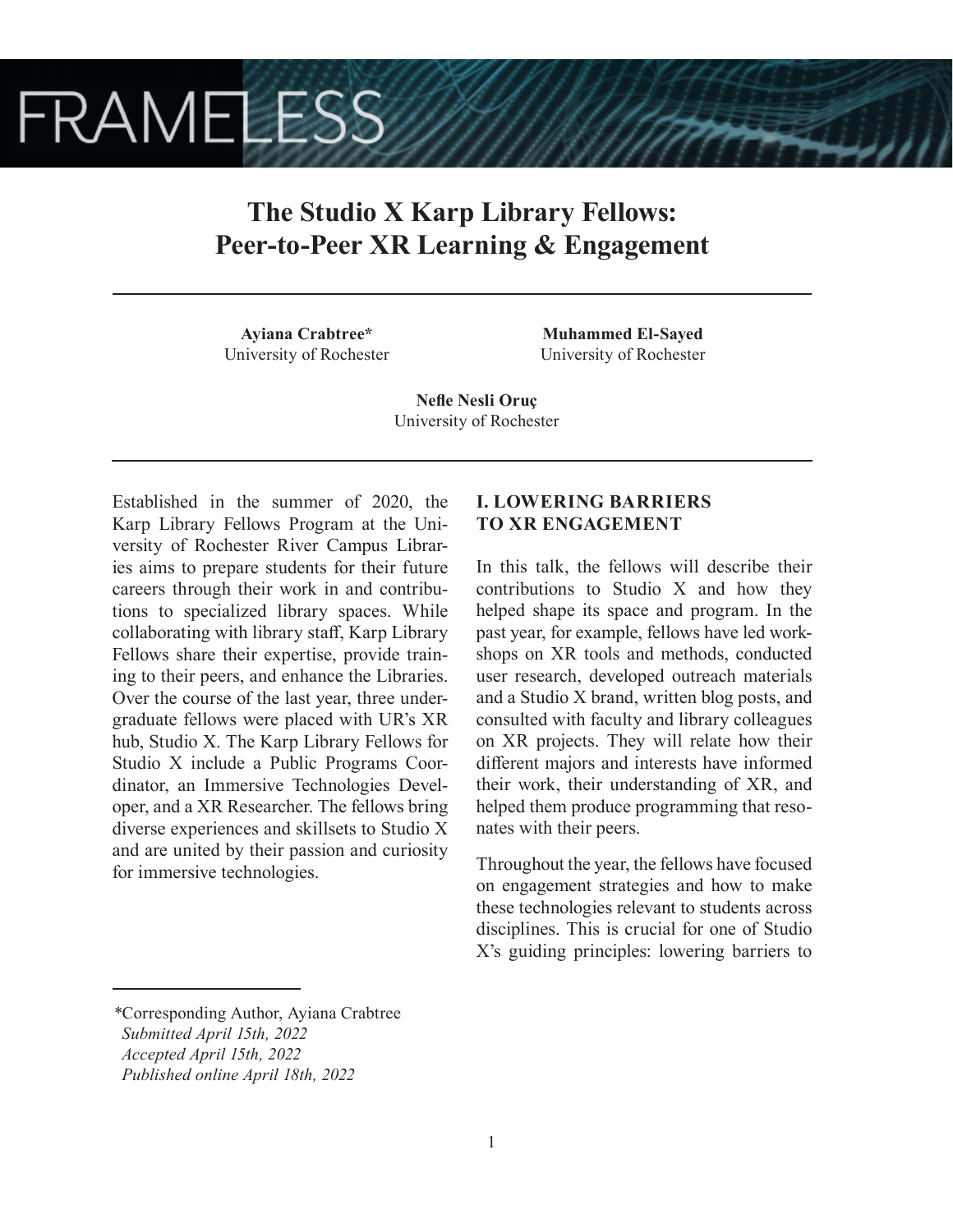# The Studio X Karp Library Fellows: Peer-to-Peer XR Learning & Engagement

**Ayiana Crabtree***
University of Rochester

**Muhammed El-Sayed**
University of Rochester

**Nefle Nesli Oruç**
University of Rochester

Established in the summer of 2020, the Karp Library Fellows Program at the University of Rochester River Campus Libraries aims to prepare students for their future careers through their work in and contributions to specialized library spaces. While collaborating with library staff, Karp Library Fellows share their expertise, provide training to their peers, and enhance the Libraries. Over the course of the last year, three undergraduate fellows were placed with UR's XR hub, Studio X. The Karp Library Fellows for Studio X include a Public Programs Coordinator, an Immersive Technologies Developer, and a XR Researcher. The fellows bring diverse experiences and skillsets to Studio X and are united by their passion and curiosity for immersive technologies.

## I. LOWERING BARRIERS TO XR ENGAGEMENT

In this talk, the fellows will describe their contributions to Studio X and how they helped shape its space and program. In the past year, for example, fellows have led workshops on XR tools and methods, conducted user research, developed outreach materials and a Studio X brand, written blog posts, and consulted with faculty and library colleagues on XR projects. They will relate how their different majors and interests have informed their work, their understanding of XR, and helped them produce programming that resonates with their peers.

Throughout the year, the fellows have focused on engagement strategies and how to make these technologies relevant to students across disciplines. This is crucial for one of Studio X's guiding principles: lowering barriers to

---

*Corresponding Author, Ayiana Crabtree
*Submitted April 15th, 2022*
*Accepted April 15th, 2022*
*Published online April 18th, 2022*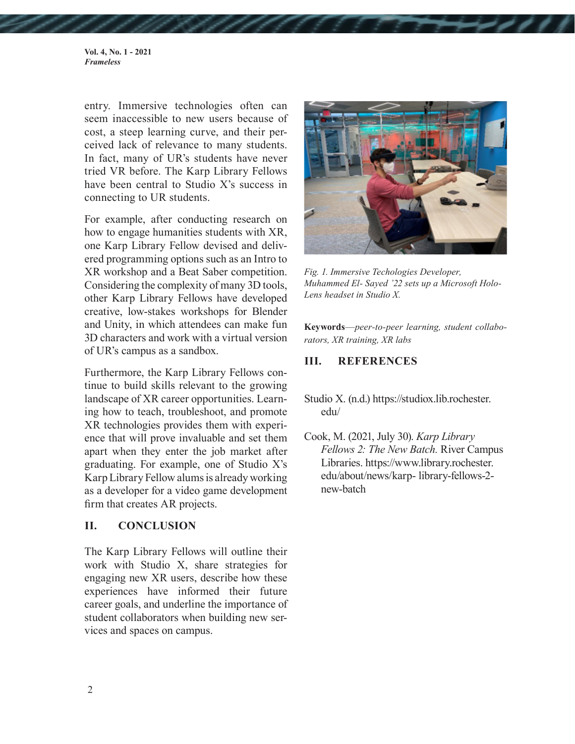entry. Immersive technologies often can seem inaccessible to new users because of cost, a steep learning curve, and their perceived lack of relevance to many students. In fact, many of UR's students have never tried VR before. The Karp Library Fellows have been central to Studio X's success in connecting to UR students.

For example, after conducting research on how to engage humanities students with XR, one Karp Library Fellow devised and delivered programming options such as an Intro to XR workshop and a Beat Saber competition. Considering the complexity of many 3D tools, other Karp Library Fellows have developed creative, low-stakes workshops for Blender and Unity, in which attendees can make fun 3D characters and work with a virtual version of UR's campus as a sandbox.

Furthermore, the Karp Library Fellows continue to build skills relevant to the growing landscape of XR career opportunities. Learning how to teach, troubleshoot, and promote XR technologies provides them with experience that will prove invaluable and set them apart when they enter the job market after graduating. For example, one of Studio X's Karp Library Fellow alums is already working as a developer for a video game development firm that creates AR projects.

## II. CONCLUSION

The Karp Library Fellows will outline their work with Studio X, share strategies for engaging new XR users, describe how these experiences have informed their future career goals, and underline the importance of student collaborators when building new services and spaces on campus.

*Fig. 1. Immersive Techologies Developer, Muhammed El- Sayed '22 sets up a Microsoft HoloLens headset in Studio X.*

**Keywords**—*peer-to-peer learning, student collaborators, XR training, XR labs*

## III. REFERENCES

Studio X. (n.d.) https://studiox.lib.rochester.edu/

Cook, M. (2021, July 30). *Karp Library Fellows 2: The New Batch.* River Campus Libraries. https://www.library.rochester.edu/about/news/karp- library-fellows-2-new-batch